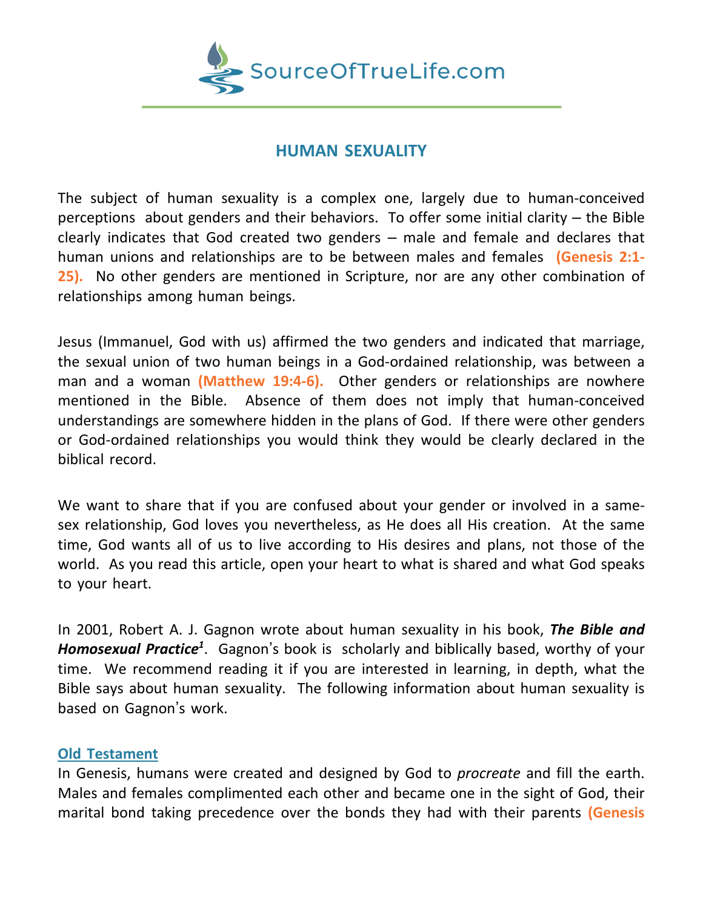SourceOfTrueLife.com

# HUMAN SEXUALITY

The subject of human sexuality is a complex one, largely due to human-conceived perceptions about genders and their behaviors. To offer some initial clarity – the Bible clearly indicates that God created two genders – male and female and declares that human unions and relationships are to be between males and females **(Genesis 2:1-25).** No other genders are mentioned in Scripture, nor are any other combination of relationships among human beings.

Jesus (Immanuel, God with us) affirmed the two genders and indicated that marriage, the sexual union of two human beings in a God-ordained relationship, was between a man and a woman **(Matthew 19:4-6).** Other genders or relationships are nowhere mentioned in the Bible. Absence of them does not imply that human-conceived understandings are somewhere hidden in the plans of God. If there were other genders or God-ordained relationships you would think they would be clearly declared in the biblical record.

We want to share that if you are confused about your gender or involved in a same-sex relationship, God loves you nevertheless, as He does all His creation. At the same time, God wants all of us to live according to His desires and plans, not those of the world. As you read this article, open your heart to what is shared and what God speaks to your heart.

In 2001, Robert A. J. Gagnon wrote about human sexuality in his book, ***The Bible and Homosexual Practice***[1]. Gagnon's book is scholarly and biblically based, worthy of your time. We recommend reading it if you are interested in learning, in depth, what the Bible says about human sexuality. The following information about human sexuality is based on Gagnon's work.

## Old Testament

In Genesis, humans were created and designed by God to *procreate* and fill the earth. Males and females complimented each other and became one in the sight of God, their marital bond taking precedence over the bonds they had with their parents **(Genesis**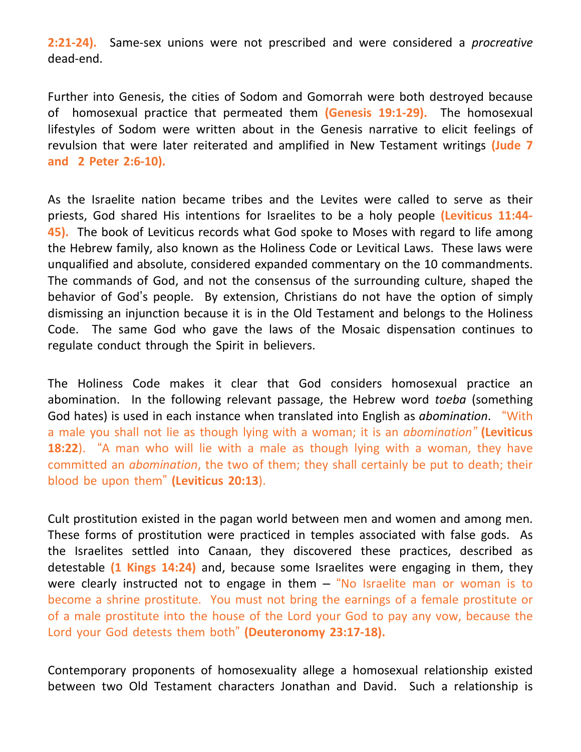**2:21-24).** Same-sex unions were not prescribed and were considered a *procreative* dead-end.

Further into Genesis, the cities of Sodom and Gomorrah were both destroyed because of homosexual practice that permeated them **(Genesis 19:1-29).** The homosexual lifestyles of Sodom were written about in the Genesis narrative to elicit feelings of revulsion that were later reiterated and amplified in New Testament writings **(Jude 7 and 2 Peter 2:6-10).**

As the Israelite nation became tribes and the Levites were called to serve as their priests, God shared His intentions for Israelites to be a holy people **(Leviticus 11:44-45).** The book of Leviticus records what God spoke to Moses with regard to life among the Hebrew family, also known as the Holiness Code or Levitical Laws. These laws were unqualified and absolute, considered expanded commentary on the 10 commandments. The commands of God, and not the consensus of the surrounding culture, shaped the behavior of God's people. By extension, Christians do not have the option of simply dismissing an injunction because it is in the Old Testament and belongs to the Holiness Code. The same God who gave the laws of the Mosaic dispensation continues to regulate conduct through the Spirit in believers.

The Holiness Code makes it clear that God considers homosexual practice an abomination. In the following relevant passage, the Hebrew word *toeba* (something God hates) is used in each instance when translated into English as *abomination*. "With a male you shall not lie as though lying with a woman; it is an *abomination*" **(Leviticus 18:22**). "A man who will lie with a male as though lying with a woman, they have committed an *abomination*, the two of them; they shall certainly be put to death; their blood be upon them" **(Leviticus 20:13**).

Cult prostitution existed in the pagan world between men and women and among men. These forms of prostitution were practiced in temples associated with false gods. As the Israelites settled into Canaan, they discovered these practices, described as detestable **(1 Kings 14:24)** and, because some Israelites were engaging in them, they were clearly instructed not to engage in them – "No Israelite man or woman is to become a shrine prostitute. You must not bring the earnings of a female prostitute or of a male prostitute into the house of the Lord your God to pay any vow, because the Lord your God detests them both" **(Deuteronomy 23:17-18).**

Contemporary proponents of homosexuality allege a homosexual relationship existed between two Old Testament characters Jonathan and David. Such a relationship is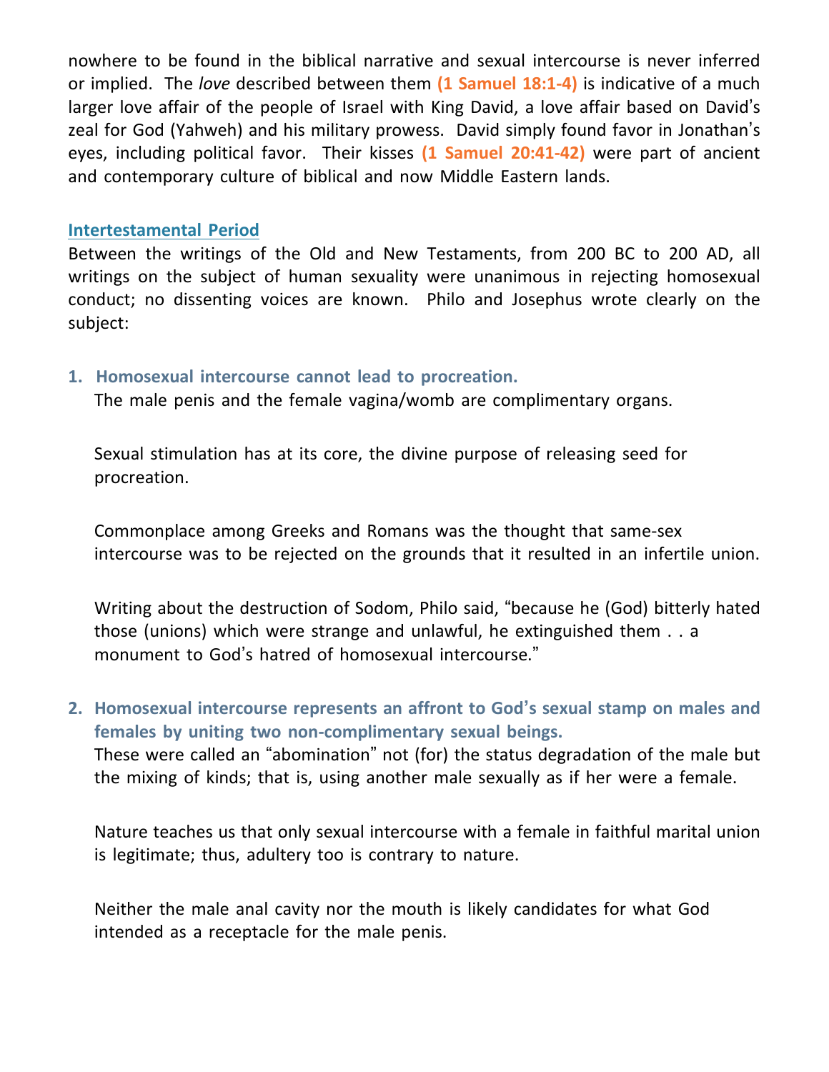nowhere to be found in the biblical narrative and sexual intercourse is never inferred or implied. The *love* described between them **(1 Samuel 18:1-4)** is indicative of a much larger love affair of the people of Israel with King David, a love affair based on David's zeal for God (Yahweh) and his military prowess. David simply found favor in Jonathan's eyes, including political favor. Their kisses **(1 Samuel 20:41-42)** were part of ancient and contemporary culture of biblical and now Middle Eastern lands.

## Intertestamental Period

Between the writings of the Old and New Testaments, from 200 BC to 200 AD, all writings on the subject of human sexuality were unanimous in rejecting homosexual conduct; no dissenting voices are known. Philo and Josephus wrote clearly on the subject:

1. **Homosexual intercourse cannot lead to procreation.**
   The male penis and the female vagina/womb are complimentary organs.

   Sexual stimulation has at its core, the divine purpose of releasing seed for procreation.

   Commonplace among Greeks and Romans was the thought that same-sex intercourse was to be rejected on the grounds that it resulted in an infertile union.

   Writing about the destruction of Sodom, Philo said, "because he (God) bitterly hated those (unions) which were strange and unlawful, he extinguished them . . a monument to God's hatred of homosexual intercourse."

2. **Homosexual intercourse represents an affront to God's sexual stamp on males and females by uniting two non-complimentary sexual beings.**
   These were called an "abomination" not (for) the status degradation of the male but the mixing of kinds; that is, using another male sexually as if her were a female.

   Nature teaches us that only sexual intercourse with a female in faithful marital union is legitimate; thus, adultery too is contrary to nature.

   Neither the male anal cavity nor the mouth is likely candidates for what God intended as a receptacle for the male penis.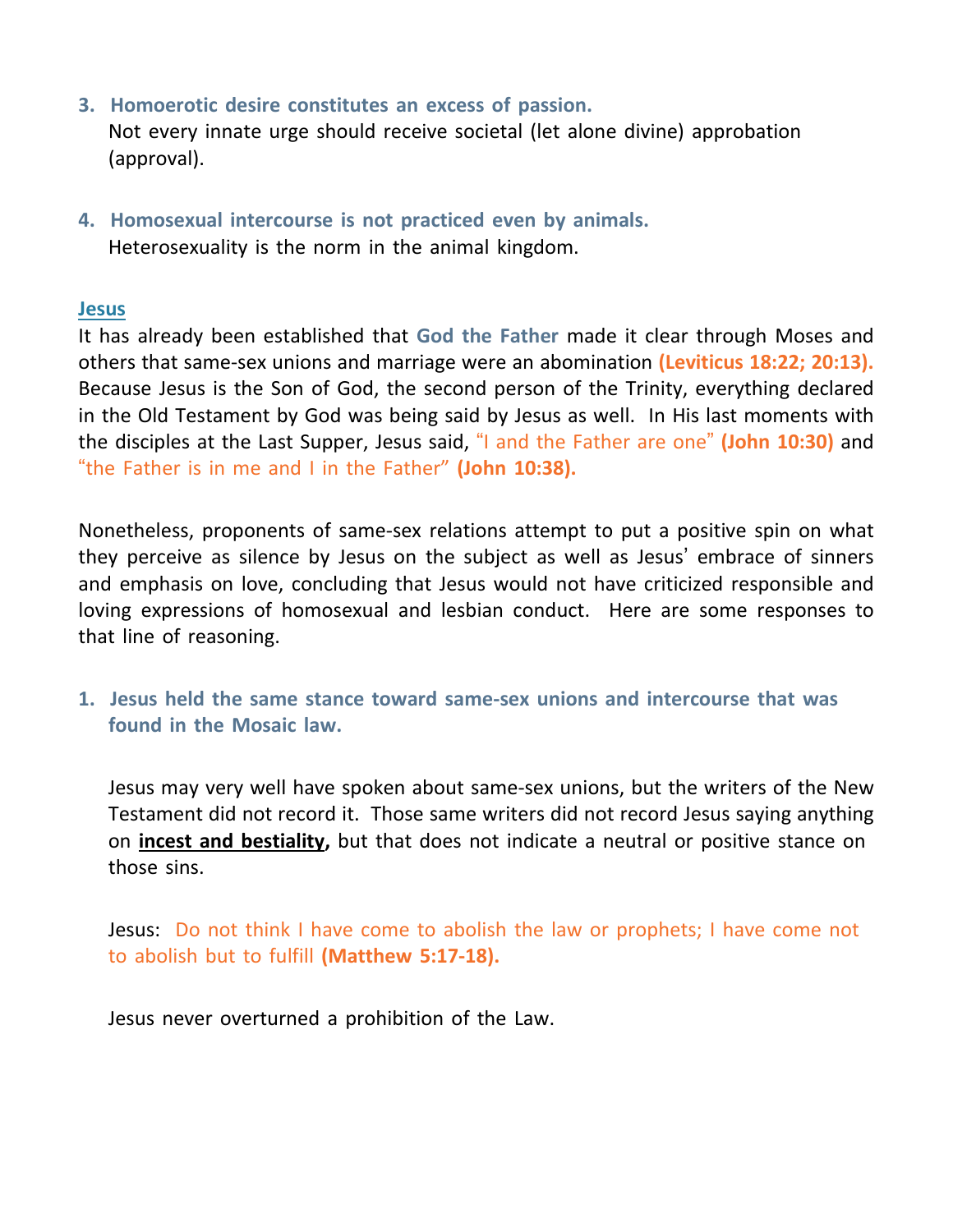3. **Homoerotic desire constitutes an excess of passion.**
   Not every innate urge should receive societal (let alone divine) approbation (approval).

4. **Homosexual intercourse is not practiced even by animals.**
   Heterosexuality is the norm in the animal kingdom.

## Jesus

It has already been established that **God the Father** made it clear through Moses and others that same-sex unions and marriage were an abomination **(Leviticus 18:22; 20:13).** Because Jesus is the Son of God, the second person of the Trinity, everything declared in the Old Testament by God was being said by Jesus as well. In His last moments with the disciples at the Last Supper, Jesus said, "I and the Father are one" **(John 10:30)** and "the Father is in me and I in the Father" **(John 10:38).**

Nonetheless, proponents of same-sex relations attempt to put a positive spin on what they perceive as silence by Jesus on the subject as well as Jesus' embrace of sinners and emphasis on love, concluding that Jesus would not have criticized responsible and loving expressions of homosexual and lesbian conduct. Here are some responses to that line of reasoning.

1. **Jesus held the same stance toward same-sex unions and intercourse that was found in the Mosaic law.**

   Jesus may very well have spoken about same-sex unions, but the writers of the New Testament did not record it. Those same writers did not record Jesus saying anything on **incest and bestiality,** but that does not indicate a neutral or positive stance on those sins.

   Jesus: Do not think I have come to abolish the law or prophets; I have come not to abolish but to fulfill **(Matthew 5:17-18).**

   Jesus never overturned a prohibition of the Law.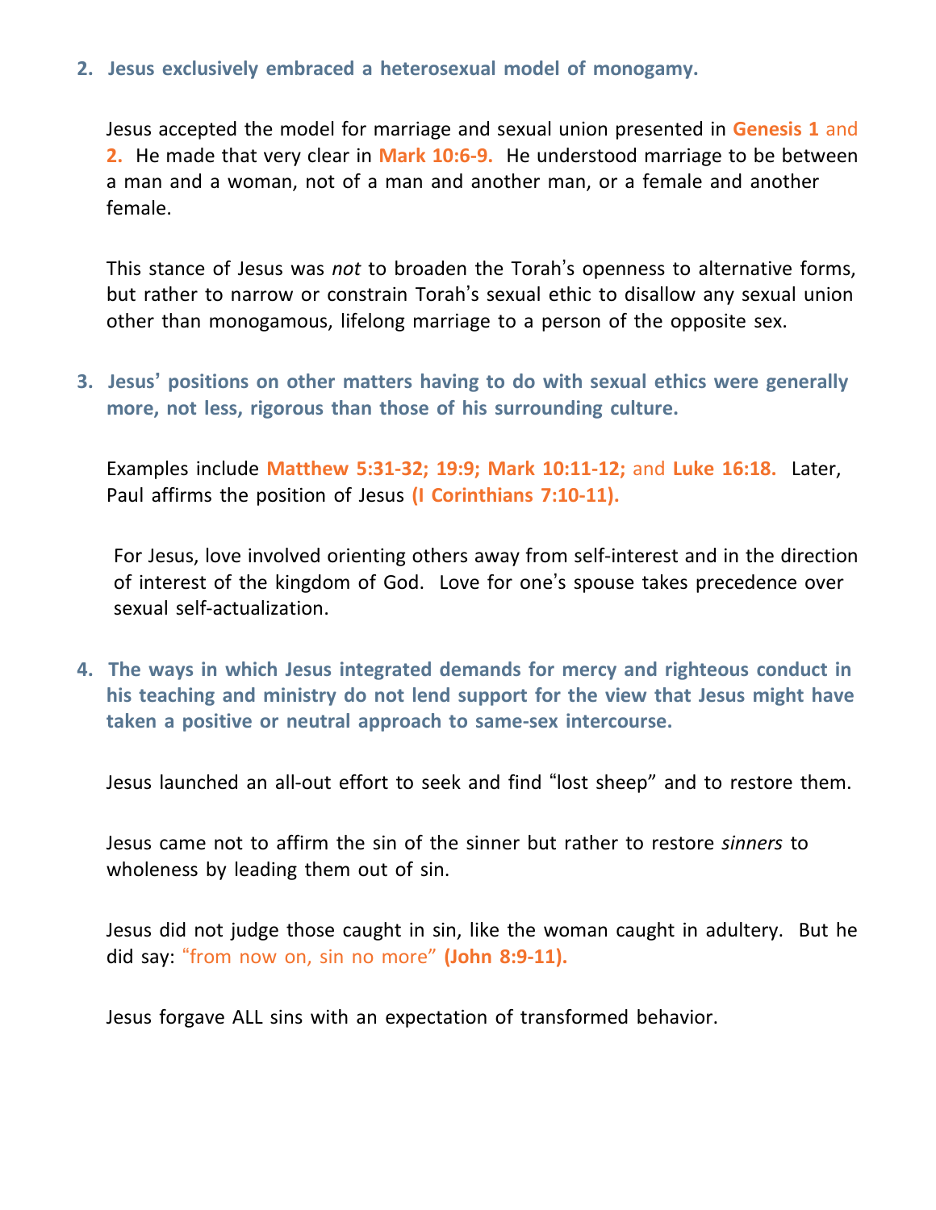2. **Jesus exclusively embraced a heterosexual model of monogamy.**

   Jesus accepted the model for marriage and sexual union presented in **Genesis 1** and **2.** He made that very clear in **Mark 10:6-9.** He understood marriage to be between a man and a woman, not of a man and another man, or a female and another female.

   This stance of Jesus was *not* to broaden the Torah's openness to alternative forms, but rather to narrow or constrain Torah's sexual ethic to disallow any sexual union other than monogamous, lifelong marriage to a person of the opposite sex.

3. **Jesus' positions on other matters having to do with sexual ethics were generally more, not less, rigorous than those of his surrounding culture.**

   Examples include **Matthew 5:31-32; 19:9; Mark 10:11-12;** and **Luke 16:18.** Later, Paul affirms the position of Jesus **(I Corinthians 7:10-11).**

   For Jesus, love involved orienting others away from self-interest and in the direction of interest of the kingdom of God. Love for one's spouse takes precedence over sexual self-actualization.

4. **The ways in which Jesus integrated demands for mercy and righteous conduct in his teaching and ministry do not lend support for the view that Jesus might have taken a positive or neutral approach to same-sex intercourse.**

   Jesus launched an all-out effort to seek and find "lost sheep" and to restore them.

   Jesus came not to affirm the sin of the sinner but rather to restore *sinners* to wholeness by leading them out of sin.

   Jesus did not judge those caught in sin, like the woman caught in adultery. But he did say: "from now on, sin no more" **(John 8:9-11).**

   Jesus forgave ALL sins with an expectation of transformed behavior.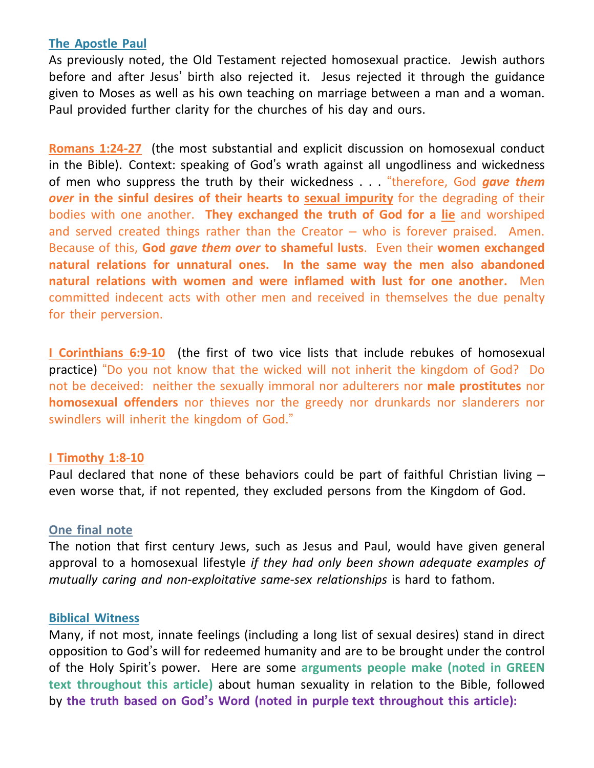**The Apostle Paul**

As previously noted, the Old Testament rejected homosexual practice. Jewish authors before and after Jesus' birth also rejected it. Jesus rejected it through the guidance given to Moses as well as his own teaching on marriage between a man and a woman. Paul provided further clarity for the churches of his day and ours.

**Romans 1:24-27** (the most substantial and explicit discussion on homosexual conduct in the Bible). Context: speaking of God's wrath against all ungodliness and wickedness of men who suppress the truth by their wickedness . . . "therefore, God ***gave them over*** **in the sinful desires of their hearts to** **sexual impurity** for the degrading of their bodies with one another. **They exchanged the truth of God for a** **lie** and worshiped and served created things rather than the Creator – who is forever praised. Amen. Because of this, **God *gave them over* to shameful lusts**. Even their **women exchanged natural relations for unnatural ones. In the same way the men also abandoned natural relations with women and were inflamed with lust for one another.** Men committed indecent acts with other men and received in themselves the due penalty for their perversion.

**I Corinthians 6:9-10** (the first of two vice lists that include rebukes of homosexual practice) "Do you not know that the wicked will not inherit the kingdom of God? Do not be deceived: neither the sexually immoral nor adulterers nor **male prostitutes** nor **homosexual offenders** nor thieves nor the greedy nor drunkards nor slanderers nor swindlers will inherit the kingdom of God."

**I Timothy 1:8-10**

Paul declared that none of these behaviors could be part of faithful Christian living – even worse that, if not repented, they excluded persons from the Kingdom of God.

**One final note**

The notion that first century Jews, such as Jesus and Paul, would have given general approval to a homosexual lifestyle *if they had only been shown adequate examples of mutually caring and non-exploitative same-sex relationships* is hard to fathom.

**Biblical Witness**

Many, if not most, innate feelings (including a long list of sexual desires) stand in direct opposition to God's will for redeemed humanity and are to be brought under the control of the Holy Spirit's power. Here are some **arguments people make (noted in GREEN text throughout this article)** about human sexuality in relation to the Bible, followed by **the truth based on God's Word (noted in purple text throughout this article):**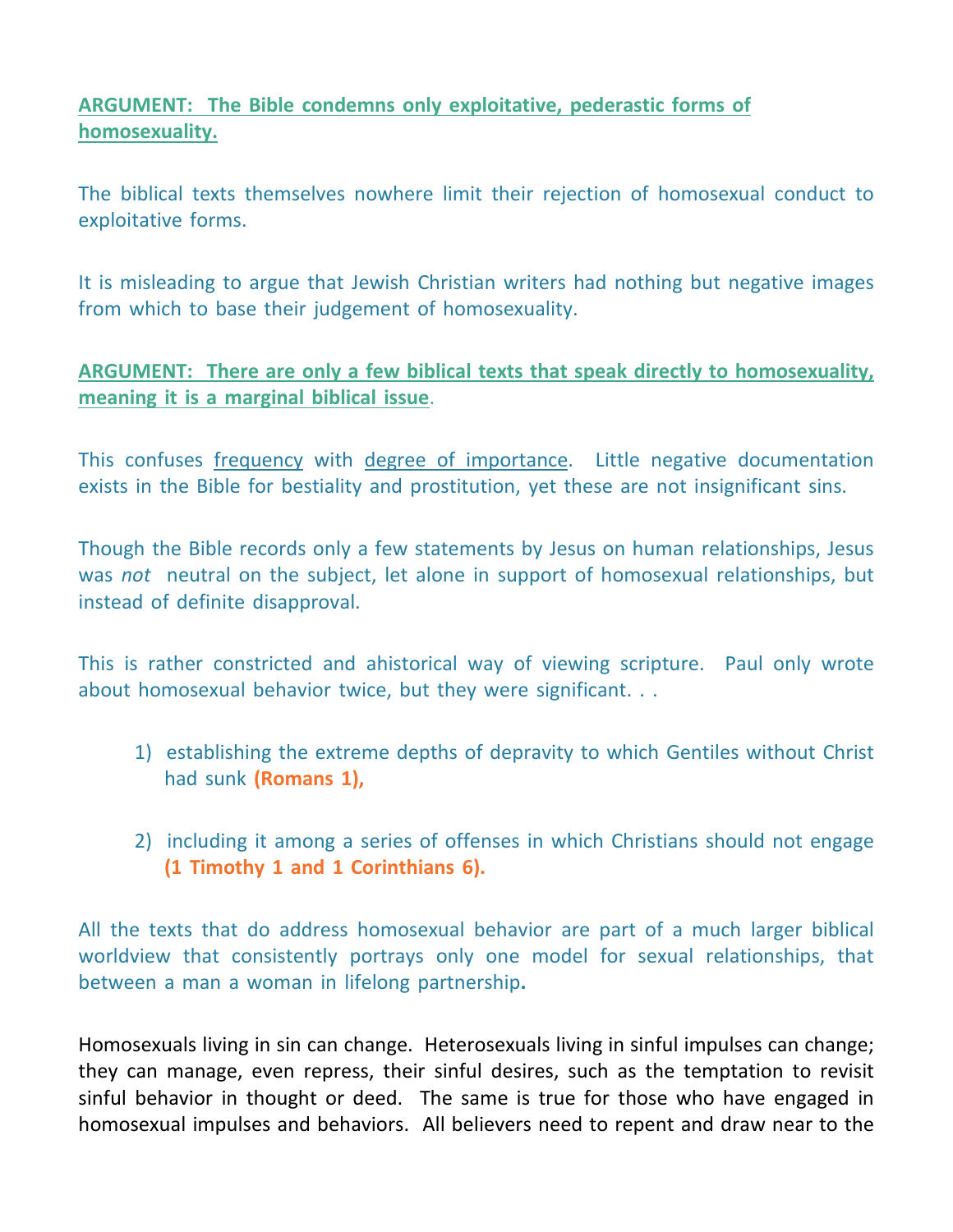**<u>ARGUMENT: The Bible condemns only exploitative, pederastic forms of homosexuality.</u>**

The biblical texts themselves nowhere limit their rejection of homosexual conduct to exploitative forms.

It is misleading to argue that Jewish Christian writers had nothing but negative images from which to base their judgement of homosexuality.

**<u>ARGUMENT: There are only a few biblical texts that speak directly to homosexuality, meaning it is a marginal biblical issue</u>**.

This confuses <u>frequency</u> with <u>degree of importance</u>. Little negative documentation exists in the Bible for bestiality and prostitution, yet these are not insignificant sins.

Though the Bible records only a few statements by Jesus on human relationships, Jesus was *not* neutral on the subject, let alone in support of homosexual relationships, but instead of definite disapproval.

This is rather constricted and ahistorical way of viewing scripture. Paul only wrote about homosexual behavior twice, but they were significant. . .

1) establishing the extreme depths of depravity to which Gentiles without Christ had sunk **(Romans 1),**

2) including it among a series of offenses in which Christians should not engage **(1 Timothy 1 and 1 Corinthians 6).**

All the texts that do address homosexual behavior are part of a much larger biblical worldview that consistently portrays only one model for sexual relationships, that between a man a woman in lifelong partnership**.**

Homosexuals living in sin can change. Heterosexuals living in sinful impulses can change; they can manage, even repress, their sinful desires, such as the temptation to revisit sinful behavior in thought or deed. The same is true for those who have engaged in homosexual impulses and behaviors. All believers need to repent and draw near to the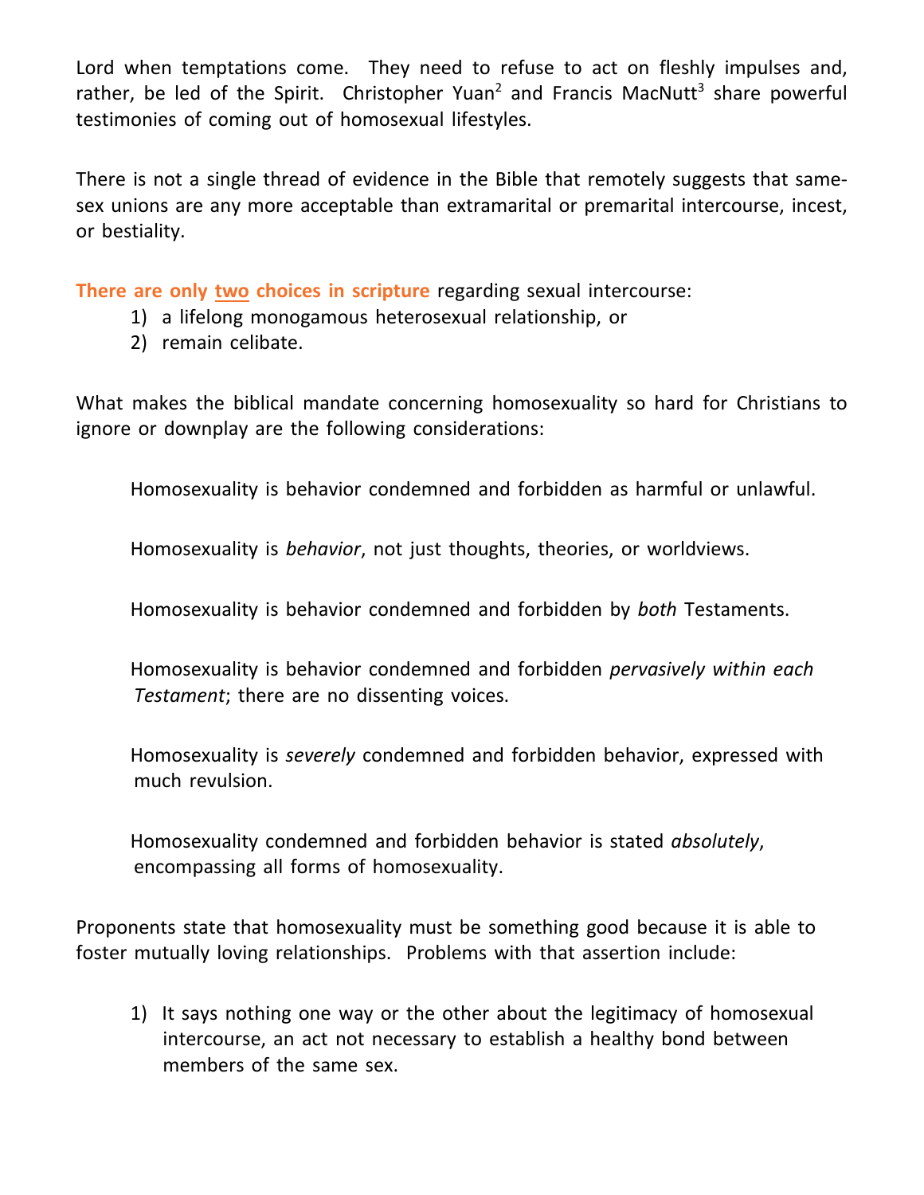Lord when temptations come. They need to refuse to act on fleshly impulses and, rather, be led of the Spirit. Christopher Yuan[2] and Francis MacNutt[3] share powerful testimonies of coming out of homosexual lifestyles.

There is not a single thread of evidence in the Bible that remotely suggests that same-sex unions are any more acceptable than extramarital or premarital intercourse, incest, or bestiality.

**There are only <u>two</u> choices in scripture** regarding sexual intercourse:

1) a lifelong monogamous heterosexual relationship, or
2) remain celibate.

What makes the biblical mandate concerning homosexuality so hard for Christians to ignore or downplay are the following considerations:

Homosexuality is behavior condemned and forbidden as harmful or unlawful.

Homosexuality is *behavior*, not just thoughts, theories, or worldviews.

Homosexuality is behavior condemned and forbidden by *both* Testaments.

Homosexuality is behavior condemned and forbidden *pervasively within each Testament*; there are no dissenting voices.

Homosexuality is *severely* condemned and forbidden behavior, expressed with much revulsion.

Homosexuality condemned and forbidden behavior is stated *absolutely*, encompassing all forms of homosexuality.

Proponents state that homosexuality must be something good because it is able to foster mutually loving relationships. Problems with that assertion include:

1) It says nothing one way or the other about the legitimacy of homosexual intercourse, an act not necessary to establish a healthy bond between members of the same sex.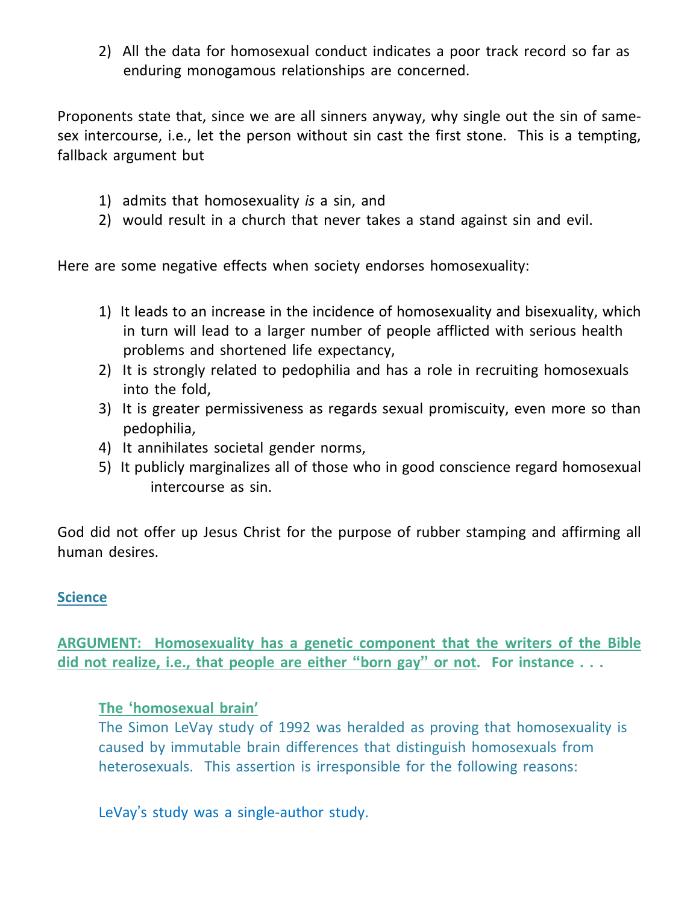2) All the data for homosexual conduct indicates a poor track record so far as enduring monogamous relationships are concerned.

Proponents state that, since we are all sinners anyway, why single out the sin of same-sex intercourse, i.e., let the person without sin cast the first stone. This is a tempting, fallback argument but

1) admits that homosexuality *is* a sin, and
2) would result in a church that never takes a stand against sin and evil.

Here are some negative effects when society endorses homosexuality:

1) It leads to an increase in the incidence of homosexuality and bisexuality, which in turn will lead to a larger number of people afflicted with serious health problems and shortened life expectancy,
2) It is strongly related to pedophilia and has a role in recruiting homosexuals into the fold,
3) It is greater permissiveness as regards sexual promiscuity, even more so than pedophilia,
4) It annihilates societal gender norms,
5) It publicly marginalizes all of those who in good conscience regard homosexual intercourse as sin.

God did not offer up Jesus Christ for the purpose of rubber stamping and affirming all human desires.

## Science

**ARGUMENT: Homosexuality has a genetic component that the writers of the Bible did not realize, i.e., that people are either "born gay" or not. For instance . . .**

### The 'homosexual brain'

The Simon LeVay study of 1992 was heralded as proving that homosexuality is caused by immutable brain differences that distinguish homosexuals from heterosexuals. This assertion is irresponsible for the following reasons:

LeVay's study was a single-author study.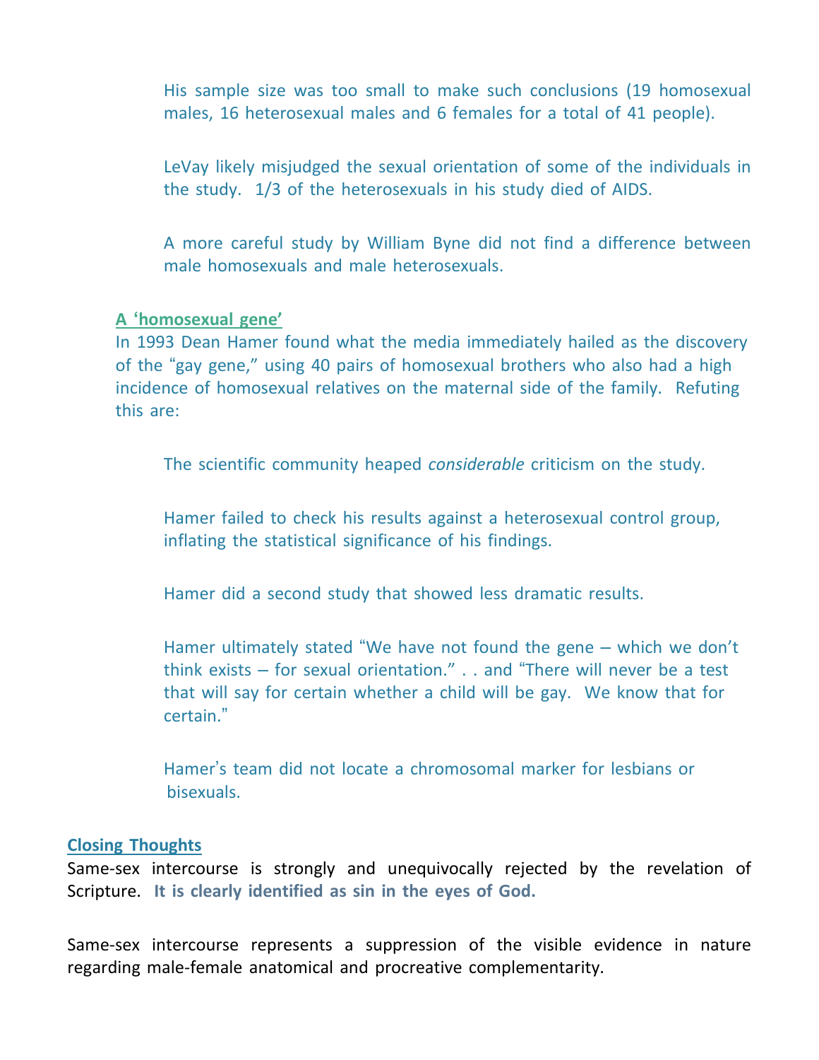His sample size was too small to make such conclusions (19 homosexual males, 16 heterosexual males and 6 females for a total of 41 people).

LeVay likely misjudged the sexual orientation of some of the individuals in the study. 1/3 of the heterosexuals in his study died of AIDS.

A more careful study by William Byne did not find a difference between male homosexuals and male heterosexuals.

**A 'homosexual gene'**

In 1993 Dean Hamer found what the media immediately hailed as the discovery of the "gay gene," using 40 pairs of homosexual brothers who also had a high incidence of homosexual relatives on the maternal side of the family. Refuting this are:

The scientific community heaped *considerable* criticism on the study.

Hamer failed to check his results against a heterosexual control group, inflating the statistical significance of his findings.

Hamer did a second study that showed less dramatic results.

Hamer ultimately stated "We have not found the gene – which we don't think exists – for sexual orientation." . . and "There will never be a test that will say for certain whether a child will be gay. We know that for certain."

Hamer's team did not locate a chromosomal marker for lesbians or bisexuals.

**Closing Thoughts**

Same-sex intercourse is strongly and unequivocally rejected by the revelation of Scripture. **It is clearly identified as sin in the eyes of God.**

Same-sex intercourse represents a suppression of the visible evidence in nature regarding male-female anatomical and procreative complementarity.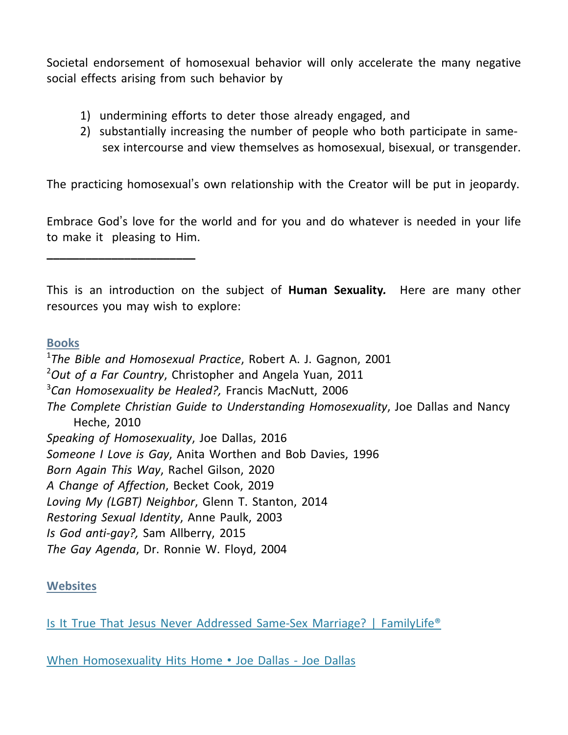Societal endorsement of homosexual behavior will only accelerate the many negative social effects arising from such behavior by

1) undermining efforts to deter those already engaged, and
2) substantially increasing the number of people who both participate in same-sex intercourse and view themselves as homosexual, bisexual, or transgender.

The practicing homosexual's own relationship with the Creator will be put in jeopardy.

Embrace God's love for the world and for you and do whatever is needed in your life to make it pleasing to Him.

———————————————

This is an introduction on the subject of **Human Sexuality.** Here are many other resources you may wish to explore:

**Books**

[1]*The Bible and Homosexual Practice*, Robert A. J. Gagnon, 2001
[2]*Out of a Far Country*, Christopher and Angela Yuan, 2011
[3]*Can Homosexuality be Healed?,* Francis MacNutt, 2006
*The Complete Christian Guide to Understanding Homosexuality*, Joe Dallas and Nancy Heche, 2010
*Speaking of Homosexuality*, Joe Dallas, 2016
*Someone I Love is Gay*, Anita Worthen and Bob Davies, 1996
*Born Again This Way*, Rachel Gilson, 2020
*A Change of Affection*, Becket Cook, 2019
*Loving My (LGBT) Neighbor*, Glenn T. Stanton, 2014
*Restoring Sexual Identity*, Anne Paulk, 2003
*Is God anti-gay?,* Sam Allberry, 2015
*The Gay Agenda*, Dr. Ronnie W. Floyd, 2004

**Websites**

Is It True That Jesus Never Addressed Same-Sex Marriage? | FamilyLife®

When Homosexuality Hits Home • Joe Dallas - Joe Dallas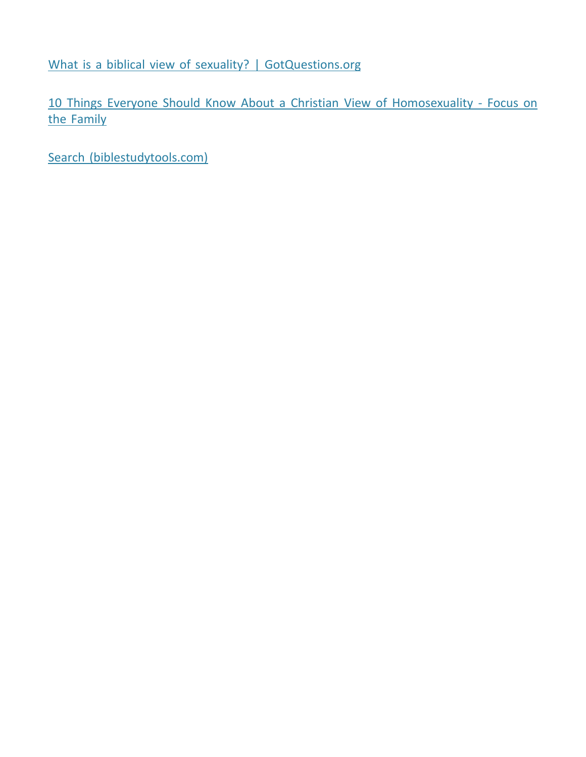What is a biblical view of sexuality? | GotQuestions.org

10 Things Everyone Should Know About a Christian View of Homosexuality - Focus on the Family

Search (biblestudytools.com)